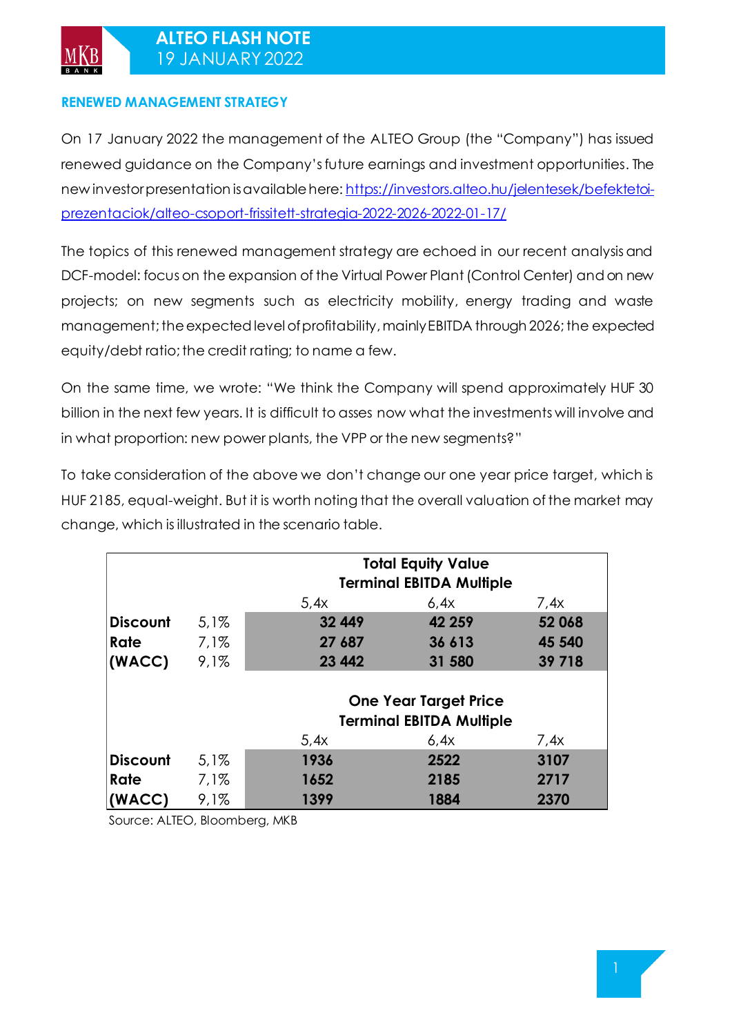# ALTEO FLASH NOTE
19 JANUARY 2022

## RENEWED MANAGEMENT STRATEGY

On 17 January 2022 the management of the ALTEO Group (the "Company") has issued renewed guidance on the Company's future earnings and investment opportunities. The new investor presentation is available here: [https://investors.alteo.hu/jelentesek/befektetoi-prezentaciok/alteo-csoport-frissitett-strategia-2022-2026-2022-01-17/](https://investors.alteo.hu/jelentesek/befektetoi-prezentaciok/alteo-csoport-frissitett-strategia-2022-2026-2022-01-17/)

The topics of this renewed management strategy are echoed in our recent analysis and DCF-model: focus on the expansion of the Virtual Power Plant (Control Center) and on new projects; on new segments such as electricity mobility, energy trading and waste management; the expected level of profitability, mainly EBITDA through 2026; the expected equity/debt ratio; the credit rating; to name a few.

On the same time, we wrote: "We think the Company will spend approximately HUF 30 billion in the next few years. It is difficult to asses now what the investments will involve and in what proportion: new power plants, the VPP or the new segments?"

To take consideration of the above we don't change our one year price target, which is HUF 2185, equal-weight. But it is worth noting that the overall valuation of the market may change, which is illustrated in the scenario table.

| | | **Total Equity Value** | | |
|---|---|---|---|---|
| | | **Terminal EBITDA Multiple** | | |
| | | 5,4x | 6,4x | 7,4x |
| **Discount Rate (WACC)** | 5,1% | **32 449** | **42 259** | **52 068** |
| | 7,1% | **27 687** | **36 613** | **45 540** |
| | 9,1% | **23 442** | **31 580** | **39 718** |

| | | **One Year Target Price** | | |
|---|---|---|---|---|
| | | **Terminal EBITDA Multiple** | | |
| | | 5,4x | 6,4x | 7,4x |
| **Discount Rate (WACC)** | 5,1% | **1936** | **2522** | **3107** |
| | 7,1% | **1652** | **2185** | **2717** |
| | 9,1% | **1399** | **1884** | **2370** |

Source: ALTEO, Bloomberg, MKB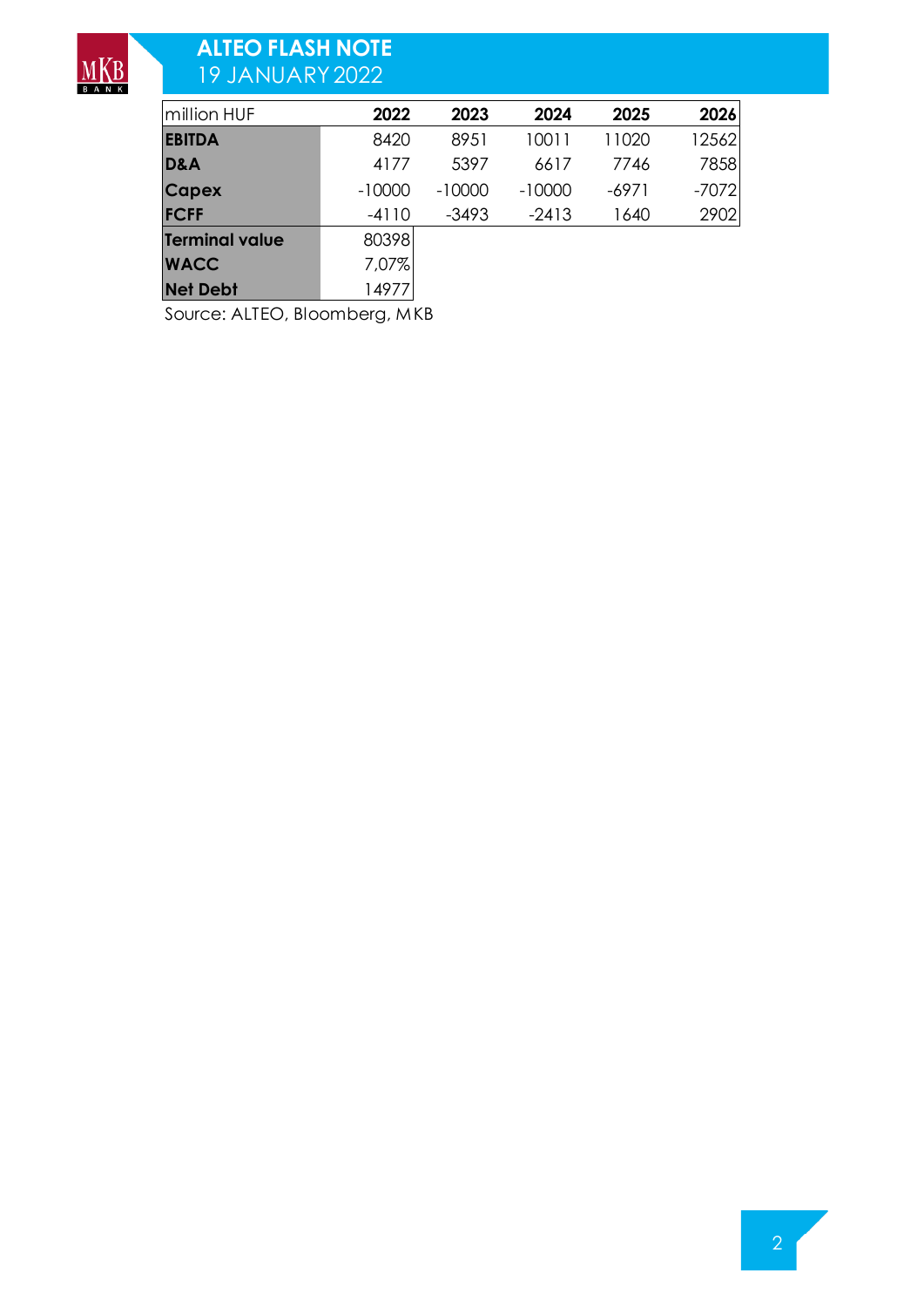| million HUF | 2022 | 2023 | 2024 | 2025 | 2026 |
|---|---|---|---|---|---|
| **EBITDA** | 8420 | 8951 | 10011 | 11020 | 12562 |
| **D&A** | 4177 | 5397 | 6617 | 7746 | 7858 |
| **Capex** | -10000 | -10000 | -10000 | -6971 | -7072 |
| **FCFF** | -4110 | -3493 | -2413 | 1640 | 2902 |
| **Terminal value** | 80398 | | | | |
| **WACC** | 7,07% | | | | |
| **Net Debt** | 14977 | | | | |

Source: ALTEO, Bloomberg, MKB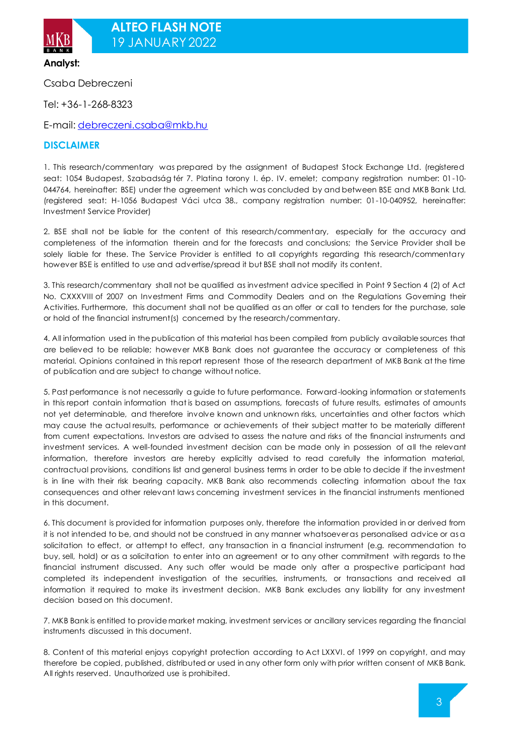**Analyst:**

Csaba Debreczeni

Tel: +36-1-268-8323

E-mail: debreczeni.csaba@mkb.hu

## DISCLAIMER

1. This research/commentary was prepared by the assignment of Budapest Stock Exchange Ltd. (registered seat: 1054 Budapest, Szabadság tér 7. Platina torony I. ép. IV. emelet; company registration number: 01-10-044764, hereinafter: BSE) under the agreement which was concluded by and between BSE and MKB Bank Ltd. (registered seat: H-1056 Budapest Váci utca 38., company registration number: 01-10-040952, hereinafter: Investment Service Provider)

2. BSE shall not be liable for the content of this research/commentary, especially for the accuracy and completeness of the information therein and for the forecasts and conclusions; the Service Provider shall be solely liable for these. The Service Provider is entitled to all copyrights regarding this research/commentary however BSE is entitled to use and advertise/spread it but BSE shall not modify its content.

3. This research/commentary shall not be qualified as investment advice specified in Point 9 Section 4 (2) of Act No. CXXXVIII of 2007 on Investment Firms and Commodity Dealers and on the Regulations Governing their Activities. Furthermore, this document shall not be qualified as an offer or call to tenders for the purchase, sale or hold of the financial instrument(s) concerned by the research/commentary.

4. All information used in the publication of this material has been compiled from publicly available sources that are believed to be reliable; however MKB Bank does not guarantee the accuracy or completeness of this material. Opinions contained in this report represent those of the research department of MKB Bank at the time of publication and are subject to change without notice.

5. Past performance is not necessarily a guide to future performance. Forward-looking information or statements in this report contain information that is based on assumptions, forecasts of future results, estimates of amounts not yet determinable, and therefore involve known and unknown risks, uncertainties and other factors which may cause the actual results, performance or achievements of their subject matter to be materially different from current expectations. Investors are advised to assess the nature and risks of the financial instruments and investment services. A well-founded investment decision can be made only in possession of all the relevant information, therefore investors are hereby explicitly advised to read carefully the information material, contractual provisions, conditions list and general business terms in order to be able to decide if the investment is in line with their risk bearing capacity. MKB Bank also recommends collecting information about the tax consequences and other relevant laws concerning investment services in the financial instruments mentioned in this document.

6. This document is provided for information purposes only, therefore the information provided in or derived from it is not intended to be, and should not be construed in any manner whatsoever as personalised advice or as a solicitation to effect, or attempt to effect, any transaction in a financial instrument (e.g. recommendation to buy, sell, hold) or as a solicitation to enter into an agreement or to any other commitment with regards to the financial instrument discussed. Any such offer would be made only after a prospective participant had completed its independent investigation of the securities, instruments, or transactions and received all information it required to make its investment decision. MKB Bank excludes any liability for any investment decision based on this document.

7. MKB Bank is entitled to provide market making, investment services or ancillary services regarding the financial instruments discussed in this document.

8. Content of this material enjoys copyright protection according to Act LXXVI. of 1999 on copyright, and may therefore be copied, published, distributed or used in any other form only with prior written consent of MKB Bank. All rights reserved. Unauthorized use is prohibited.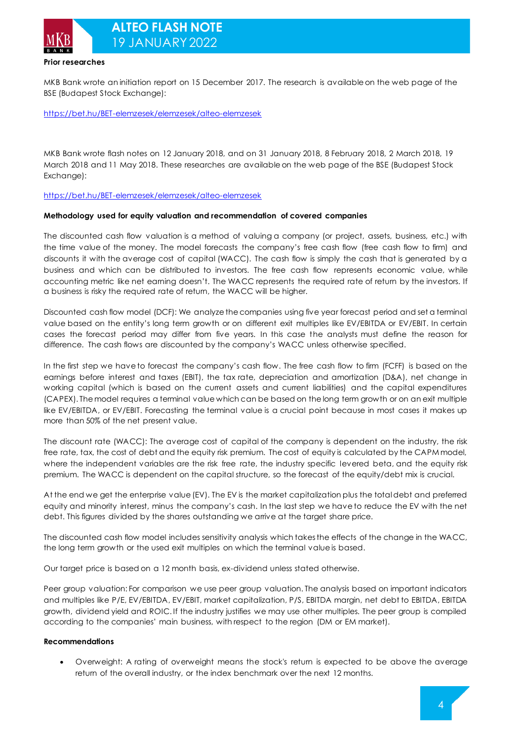**Prior researches**

MKB Bank wrote an initiation report on 15 December 2017. The research is available on the web page of the BSE (Budapest Stock Exchange):

https://bet.hu/BET-elemzesek/elemzesek/alteo-elemzesek

MKB Bank wrote flash notes on 12 January 2018, and on 31 January 2018, 8 February 2018, 2 March 2018, 19 March 2018 and 11 May 2018. These researches are available on the web page of the BSE (Budapest Stock Exchange):

https://bet.hu/BET-elemzesek/elemzesek/alteo-elemzesek

**Methodology used for equity valuation and recommendation of covered companies**

The discounted cash flow valuation is a method of valuing a company (or project, assets, business, etc.) with the time value of the money. The model forecasts the company's free cash flow (free cash flow to firm) and discounts it with the average cost of capital (WACC). The cash flow is simply the cash that is generated by a business and which can be distributed to investors. The free cash flow represents economic value, while accounting metric like net earning doesn't. The WACC represents the required rate of return by the investors. If a business is risky the required rate of return, the WACC will be higher.

Discounted cash flow model (DCF): We analyze the companies using five year forecast period and set a terminal value based on the entity's long term growth or on different exit multiples like EV/EBITDA or EV/EBIT. In certain cases the forecast period may differ from five years. In this case the analysts must define the reason for difference. The cash flows are discounted by the company's WACC unless otherwise specified.

In the first step we have to forecast the company's cash flow. The free cash flow to firm (FCFF) is based on the earnings before interest and taxes (EBIT), the tax rate, depreciation and amortization (D&A), net change in working capital (which is based on the current assets and current liabilities) and the capital expenditures (CAPEX). The model requires a terminal value which can be based on the long term growth or on an exit multiple like EV/EBITDA, or EV/EBIT. Forecasting the terminal value is a crucial point because in most cases it makes up more than 50% of the net present value.

The discount rate (WACC): The average cost of capital of the company is dependent on the industry, the risk free rate, tax, the cost of debt and the equity risk premium. The cost of equity is calculated by the CAPM model, where the independent variables are the risk free rate, the industry specific levered beta, and the equity risk premium. The WACC is dependent on the capital structure, so the forecast of the equity/debt mix is crucial.

At the end we get the enterprise value (EV). The EV is the market capitalization plus the total debt and preferred equity and minority interest, minus the company's cash. In the last step we have to reduce the EV with the net debt. This figures divided by the shares outstanding we arrive at the target share price.

The discounted cash flow model includes sensitivity analysis which takes the effects of the change in the WACC, the long term growth or the used exit multiples on which the terminal value is based.

Our target price is based on a 12 month basis, ex-dividend unless stated otherwise.

Peer group valuation: For comparison we use peer group valuation. The analysis based on important indicators and multiples like P/E, EV/EBITDA, EV/EBIT, market capitalization, P/S, EBITDA margin, net debt to EBITDA, EBITDA growth, dividend yield and ROIC. If the industry justifies we may use other multiples. The peer group is compiled according to the companies' main business, with respect to the region (DM or EM market).

**Recommendations**

- Overweight: A rating of overweight means the stock's return is expected to be above the average return of the overall industry, or the index benchmark over the next 12 months.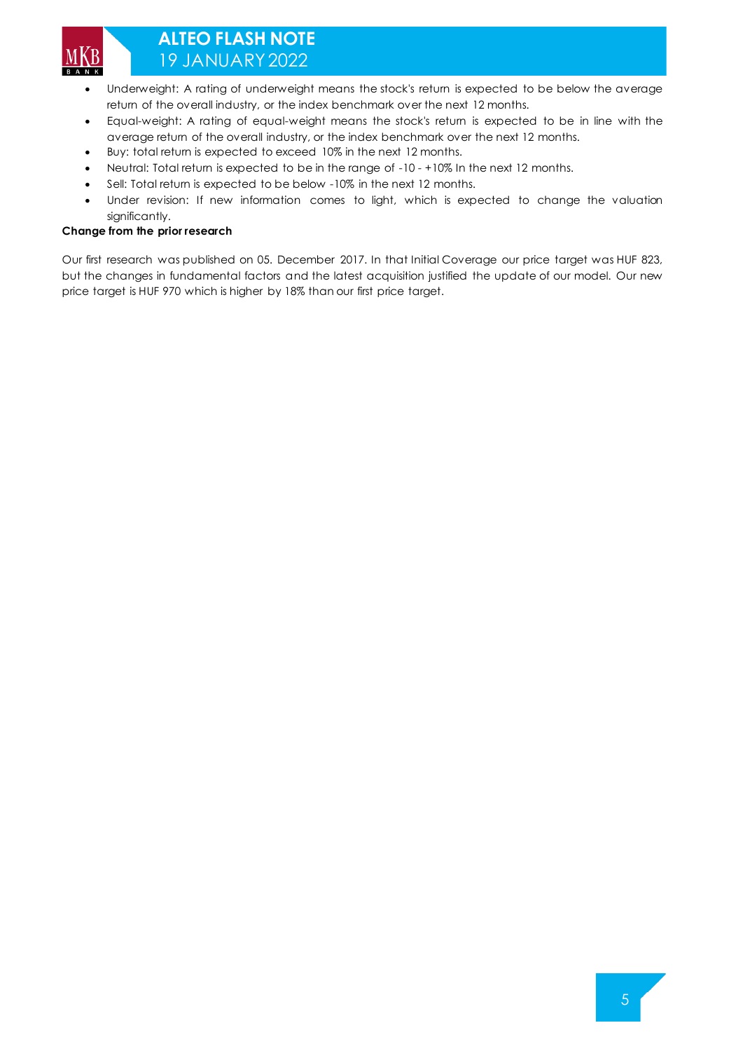- Underweight: A rating of underweight means the stock's return is expected to be below the average return of the overall industry, or the index benchmark over the next 12 months.
- Equal-weight: A rating of equal-weight means the stock's return is expected to be in line with the average return of the overall industry, or the index benchmark over the next 12 months.
- Buy: total return is expected to exceed 10% in the next 12 months.
- Neutral: Total return is expected to be in the range of -10 - +10% In the next 12 months.
- Sell: Total return is expected to be below -10% in the next 12 months.
- Under revision: If new information comes to light, which is expected to change the valuation significantly.

**Change from the prior research**

Our first research was published on 05. December 2017. In that Initial Coverage our price target was HUF 823, but the changes in fundamental factors and the latest acquisition justified the update of our model. Our new price target is HUF 970 which is higher by 18% than our first price target.